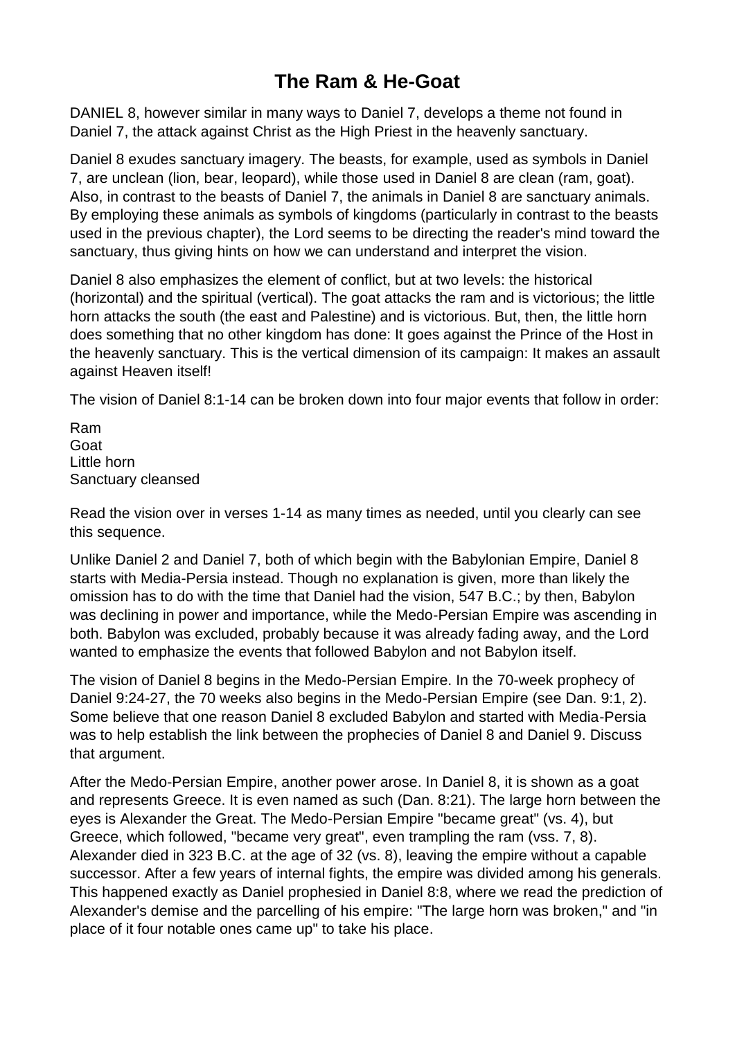# The Ram & He-Goat

DANIEL 8, however similar in many ways to Daniel 7, develops a theme not found in Daniel 7, the attack against Christ as the High Priest in the heavenly sanctuary.

Daniel 8 exudes sanctuary imagery. The beasts, for example, used as symbols in Daniel 7, are unclean (lion, bear, leopard), while those used in Daniel 8 are clean (ram, goat). Also, in contrast to the beasts of Daniel 7, the animals in Daniel 8 are sanctuary animals. By employing these animals as symbols of kingdoms (particularly in contrast to the beasts used in the previous chapter), the Lord seems to be directing the reader's mind toward the sanctuary, thus giving hints on how we can understand and interpret the vision.

Daniel 8 also emphasizes the element of conflict, but at two levels: the historical (horizontal) and the spiritual (vertical). The goat attacks the ram and is victorious; the little horn attacks the south (the east and Palestine) and is victorious. But, then, the little horn does something that no other kingdom has done: It goes against the Prince of the Host in the heavenly sanctuary. This is the vertical dimension of its campaign: It makes an assault against Heaven itself!

The vision of Daniel 8:1-14 can be broken down into four major events that follow in order:

Ram
Goat
Little horn
Sanctuary cleansed

Read the vision over in verses 1-14 as many times as needed, until you clearly can see this sequence.

Unlike Daniel 2 and Daniel 7, both of which begin with the Babylonian Empire, Daniel 8 starts with Media-Persia instead. Though no explanation is given, more than likely the omission has to do with the time that Daniel had the vision, 547 B.C.; by then, Babylon was declining in power and importance, while the Medo-Persian Empire was ascending in both. Babylon was excluded, probably because it was already fading away, and the Lord wanted to emphasize the events that followed Babylon and not Babylon itself.

The vision of Daniel 8 begins in the Medo-Persian Empire. In the 70-week prophecy of Daniel 9:24-27, the 70 weeks also begins in the Medo-Persian Empire (see Dan. 9:1, 2). Some believe that one reason Daniel 8 excluded Babylon and started with Media-Persia was to help establish the link between the prophecies of Daniel 8 and Daniel 9. Discuss that argument.

After the Medo-Persian Empire, another power arose. In Daniel 8, it is shown as a goat and represents Greece. It is even named as such (Dan. 8:21). The large horn between the eyes is Alexander the Great. The Medo-Persian Empire "became great" (vs. 4), but Greece, which followed, "became very great", even trampling the ram (vss. 7, 8). Alexander died in 323 B.C. at the age of 32 (vs. 8), leaving the empire without a capable successor. After a few years of internal fights, the empire was divided among his generals. This happened exactly as Daniel prophesied in Daniel 8:8, where we read the prediction of Alexander's demise and the parcelling of his empire: "The large horn was broken," and "in place of it four notable ones came up" to take his place.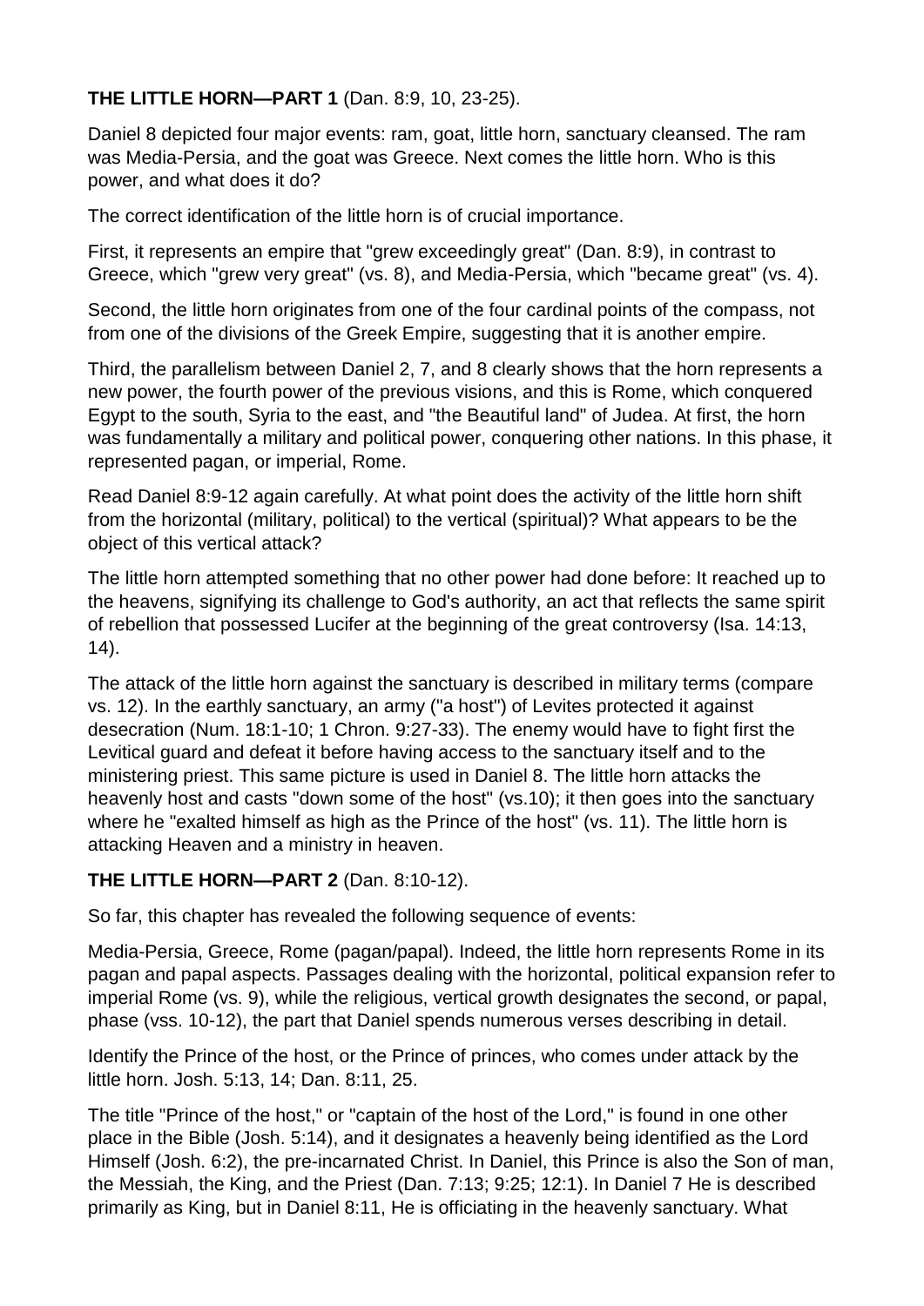**THE LITTLE HORN—PART 1** (Dan. 8:9, 10, 23-25).

Daniel 8 depicted four major events: ram, goat, little horn, sanctuary cleansed. The ram was Media-Persia, and the goat was Greece. Next comes the little horn. Who is this power, and what does it do?

The correct identification of the little horn is of crucial importance.

First, it represents an empire that "grew exceedingly great" (Dan. 8:9), in contrast to Greece, which "grew very great" (vs. 8), and Media-Persia, which "became great" (vs. 4).

Second, the little horn originates from one of the four cardinal points of the compass, not from one of the divisions of the Greek Empire, suggesting that it is another empire.

Third, the parallelism between Daniel 2, 7, and 8 clearly shows that the horn represents a new power, the fourth power of the previous visions, and this is Rome, which conquered Egypt to the south, Syria to the east, and "the Beautiful land" of Judea. At first, the horn was fundamentally a military and political power, conquering other nations. In this phase, it represented pagan, or imperial, Rome.

Read Daniel 8:9-12 again carefully. At what point does the activity of the little horn shift from the horizontal (military, political) to the vertical (spiritual)? What appears to be the object of this vertical attack?

The little horn attempted something that no other power had done before: It reached up to the heavens, signifying its challenge to God's authority, an act that reflects the same spirit of rebellion that possessed Lucifer at the beginning of the great controversy (Isa. 14:13, 14).

The attack of the little horn against the sanctuary is described in military terms (compare vs. 12). In the earthly sanctuary, an army ("a host") of Levites protected it against desecration (Num. 18:1-10; 1 Chron. 9:27-33). The enemy would have to fight first the Levitical guard and defeat it before having access to the sanctuary itself and to the ministering priest. This same picture is used in Daniel 8. The little horn attacks the heavenly host and casts "down some of the host" (vs.10); it then goes into the sanctuary where he "exalted himself as high as the Prince of the host" (vs. 11). The little horn is attacking Heaven and a ministry in heaven.

**THE LITTLE HORN—PART 2** (Dan. 8:10-12).

So far, this chapter has revealed the following sequence of events:

Media-Persia, Greece, Rome (pagan/papal). Indeed, the little horn represents Rome in its pagan and papal aspects. Passages dealing with the horizontal, political expansion refer to imperial Rome (vs. 9), while the religious, vertical growth designates the second, or papal, phase (vss. 10-12), the part that Daniel spends numerous verses describing in detail.

Identify the Prince of the host, or the Prince of princes, who comes under attack by the little horn. Josh. 5:13, 14; Dan. 8:11, 25.

The title "Prince of the host," or "captain of the host of the Lord," is found in one other place in the Bible (Josh. 5:14), and it designates a heavenly being identified as the Lord Himself (Josh. 6:2), the pre-incarnated Christ. In Daniel, this Prince is also the Son of man, the Messiah, the King, and the Priest (Dan. 7:13; 9:25; 12:1). In Daniel 7 He is described primarily as King, but in Daniel 8:11, He is officiating in the heavenly sanctuary. What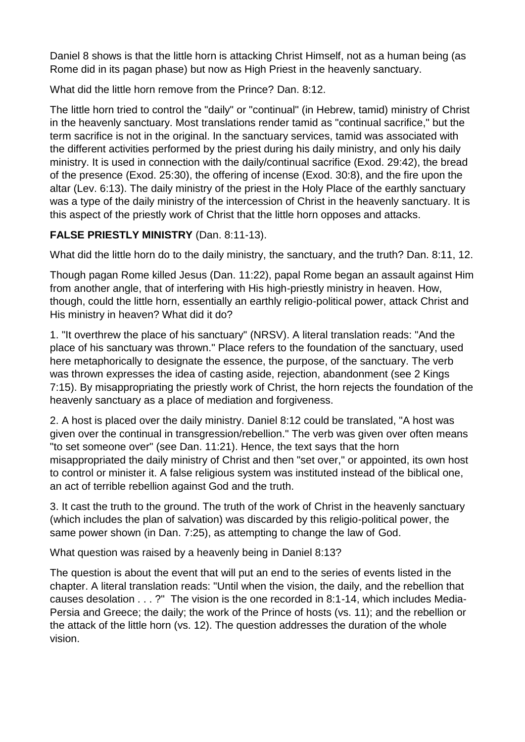Daniel 8 shows is that the little horn is attacking Christ Himself, not as a human being (as Rome did in its pagan phase) but now as High Priest in the heavenly sanctuary.

What did the little horn remove from the Prince? Dan. 8:12.

The little horn tried to control the "daily" or "continual" (in Hebrew, tamid) ministry of Christ in the heavenly sanctuary. Most translations render tamid as "continual sacrifice," but the term sacrifice is not in the original. In the sanctuary services, tamid was associated with the different activities performed by the priest during his daily ministry, and only his daily ministry. It is used in connection with the daily/continual sacrifice (Exod. 29:42), the bread of the presence (Exod. 25:30), the offering of incense (Exod. 30:8), and the fire upon the altar (Lev. 6:13). The daily ministry of the priest in the Holy Place of the earthly sanctuary was a type of the daily ministry of the intercession of Christ in the heavenly sanctuary. It is this aspect of the priestly work of Christ that the little horn opposes and attacks.

**FALSE PRIESTLY MINISTRY** (Dan. 8:11-13).

What did the little horn do to the daily ministry, the sanctuary, and the truth? Dan. 8:11, 12.

Though pagan Rome killed Jesus (Dan. 11:22), papal Rome began an assault against Him from another angle, that of interfering with His high-priestly ministry in heaven. How, though, could the little horn, essentially an earthly religio-political power, attack Christ and His ministry in heaven? What did it do?

1. "It overthrew the place of his sanctuary" (NRSV). A literal translation reads: "And the place of his sanctuary was thrown." Place refers to the foundation of the sanctuary, used here metaphorically to designate the essence, the purpose, of the sanctuary. The verb was thrown expresses the idea of casting aside, rejection, abandonment (see 2 Kings 7:15). By misappropriating the priestly work of Christ, the horn rejects the foundation of the heavenly sanctuary as a place of mediation and forgiveness.

2. A host is placed over the daily ministry. Daniel 8:12 could be translated, "A host was given over the continual in transgression/rebellion." The verb was given over often means "to set someone over" (see Dan. 11:21). Hence, the text says that the horn misappropriated the daily ministry of Christ and then "set over," or appointed, its own host to control or minister it. A false religious system was instituted instead of the biblical one, an act of terrible rebellion against God and the truth.

3. It cast the truth to the ground. The truth of the work of Christ in the heavenly sanctuary (which includes the plan of salvation) was discarded by this religio-political power, the same power shown (in Dan. 7:25), as attempting to change the law of God.

What question was raised by a heavenly being in Daniel 8:13?

The question is about the event that will put an end to the series of events listed in the chapter. A literal translation reads: "Until when the vision, the daily, and the rebellion that causes desolation . . . ?" The vision is the one recorded in 8:1-14, which includes Media-Persia and Greece; the daily; the work of the Prince of hosts (vs. 11); and the rebellion or the attack of the little horn (vs. 12). The question addresses the duration of the whole vision.